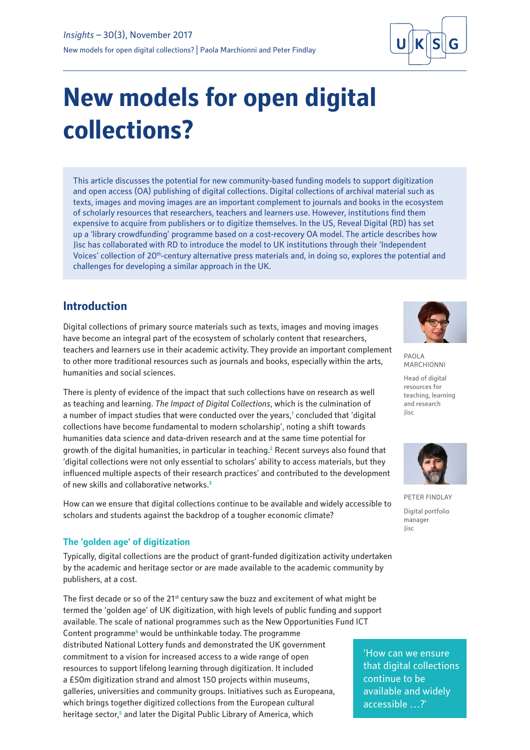# New models for open digital collections?

This article discusses the potential for new community-based funding models to support digitization and open access (OA) publishing of digital collections. Digital collections of archival material such as texts, images and moving images are an important complement to journals and books in the ecosystem of scholarly resources that researchers, teachers and learners use. However, institutions find them expensive to acquire from publishers or to digitize themselves. In the US, Reveal Digital (RD) has set up a 'library crowdfunding' programme based on a cost-recovery OA model. The article describes how Jisc has collaborated with RD to introduce the model to UK institutions through their 'Independent Voices' collection of 20th-century alternative press materials and, in doing so, explores the potential and challenges for developing a similar approach in the UK.

PAOLA MARCHIONNI

Head of digital resources for teaching, learning and research
Jisc

PETER FINDLAY

Digital portfolio manager
Jisc

## Introduction

Digital collections of primary source materials such as texts, images and moving images have become an integral part of the ecosystem of scholarly content that researchers, teachers and learners use in their academic activity. They provide an important complement to other more traditional resources such as journals and books, especially within the arts, humanities and social sciences.

There is plenty of evidence of the impact that such collections have on research as well as teaching and learning. *The Impact of Digital Collections*, which is the culmination of a number of impact studies that were conducted over the years,[1] concluded that 'digital collections have become fundamental to modern scholarship', noting a shift towards humanities data science and data-driven research and at the same time potential for growth of the digital humanities, in particular in teaching.[2] Recent surveys also found that 'digital collections were not only essential to scholars' ability to access materials, but they influenced multiple aspects of their research practices' and contributed to the development of new skills and collaborative networks.[3]

How can we ensure that digital collections continue to be available and widely accessible to scholars and students against the backdrop of a tougher economic climate?

### The 'golden age' of digitization

Typically, digital collections are the product of grant-funded digitization activity undertaken by the academic and heritage sector or are made available to the academic community by publishers, at a cost.

The first decade or so of the 21st century saw the buzz and excitement of what might be termed the 'golden age' of UK digitization, with high levels of public funding and support available. The scale of national programmes such as the New Opportunities Fund ICT Content programme[4] would be unthinkable today. The programme distributed National Lottery funds and demonstrated the UK government commitment to a vision for increased access to a wide range of open resources to support lifelong learning through digitization. It included a £50m digitization strand and almost 150 projects within museums, galleries, universities and community groups. Initiatives such as Europeana, which brings together digitized collections from the European cultural heritage sector,[5] and later the Digital Public Library of America, which

> 'How can we ensure that digital collections continue to be available and widely accessible …?'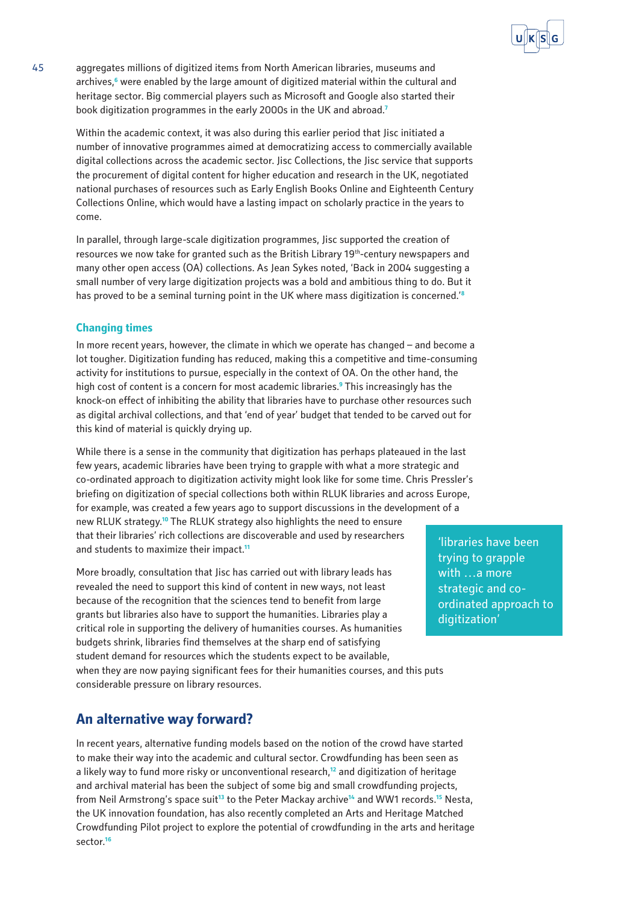aggregates millions of digitized items from North American libraries, museums and archives,[6] were enabled by the large amount of digitized material within the cultural and heritage sector. Big commercial players such as Microsoft and Google also started their book digitization programmes in the early 2000s in the UK and abroad.[7]

Within the academic context, it was also during this earlier period that Jisc initiated a number of innovative programmes aimed at democratizing access to commercially available digital collections across the academic sector. Jisc Collections, the Jisc service that supports the procurement of digital content for higher education and research in the UK, negotiated national purchases of resources such as Early English Books Online and Eighteenth Century Collections Online, which would have a lasting impact on scholarly practice in the years to come.

In parallel, through large-scale digitization programmes, Jisc supported the creation of resources we now take for granted such as the British Library 19th-century newspapers and many other open access (OA) collections. As Jean Sykes noted, 'Back in 2004 suggesting a small number of very large digitization projects was a bold and ambitious thing to do. But it has proved to be a seminal turning point in the UK where mass digitization is concerned.'[8]

### Changing times

In more recent years, however, the climate in which we operate has changed – and become a lot tougher. Digitization funding has reduced, making this a competitive and time-consuming activity for institutions to pursue, especially in the context of OA. On the other hand, the high cost of content is a concern for most academic libraries.[9] This increasingly has the knock-on effect of inhibiting the ability that libraries have to purchase other resources such as digital archival collections, and that 'end of year' budget that tended to be carved out for this kind of material is quickly drying up.

While there is a sense in the community that digitization has perhaps plateaued in the last few years, academic libraries have been trying to grapple with what a more strategic and co-ordinated approach to digitization activity might look like for some time. Chris Pressler's briefing on digitization of special collections both within RLUK libraries and across Europe, for example, was created a few years ago to support discussions in the development of a new RLUK strategy.[10] The RLUK strategy also highlights the need to ensure that their libraries' rich collections are discoverable and used by researchers and students to maximize their impact.[11]

> 'libraries have been trying to grapple with …a more strategic and co-ordinated approach to digitization'

More broadly, consultation that Jisc has carried out with library leads has revealed the need to support this kind of content in new ways, not least because of the recognition that the sciences tend to benefit from large grants but libraries also have to support the humanities. Libraries play a critical role in supporting the delivery of humanities courses. As humanities budgets shrink, libraries find themselves at the sharp end of satisfying student demand for resources which the students expect to be available, when they are now paying significant fees for their humanities courses, and this puts considerable pressure on library resources.

## An alternative way forward?

In recent years, alternative funding models based on the notion of the crowd have started to make their way into the academic and cultural sector. Crowdfunding has been seen as a likely way to fund more risky or unconventional research,[12] and digitization of heritage and archival material has been the subject of some big and small crowdfunding projects, from Neil Armstrong's space suit[13] to the Peter Mackay archive[14] and WW1 records.[15] Nesta, the UK innovation foundation, has also recently completed an Arts and Heritage Matched Crowdfunding Pilot project to explore the potential of crowdfunding in the arts and heritage sector.[16]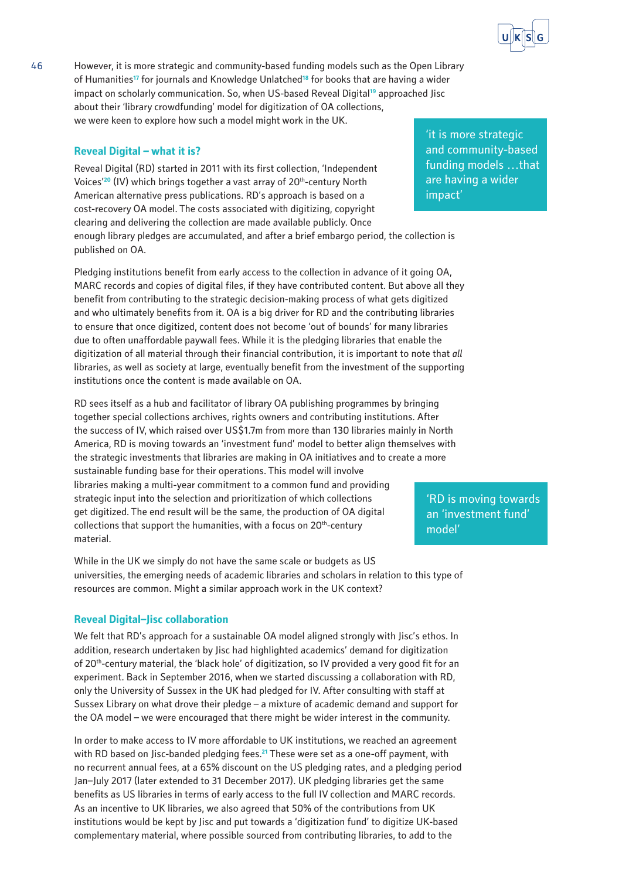However, it is more strategic and community-based funding models such as the Open Library of Humanities[17] for journals and Knowledge Unlatched[18] for books that are having a wider impact on scholarly communication. So, when US-based Reveal Digital[19] approached Jisc about their 'library crowdfunding' model for digitization of OA collections, we were keen to explore how such a model might work in the UK.

> 'it is more strategic and community-based funding models …that are having a wider impact'

## Reveal Digital – what it is?

Reveal Digital (RD) started in 2011 with its first collection, 'Independent Voices'[20] (IV) which brings together a vast array of 20th-century North American alternative press publications. RD's approach is based on a cost-recovery OA model. The costs associated with digitizing, copyright clearing and delivering the collection are made available publicly. Once enough library pledges are accumulated, and after a brief embargo period, the collection is published on OA.

Pledging institutions benefit from early access to the collection in advance of it going OA, MARC records and copies of digital files, if they have contributed content. But above all they benefit from contributing to the strategic decision-making process of what gets digitized and who ultimately benefits from it. OA is a big driver for RD and the contributing libraries to ensure that once digitized, content does not become 'out of bounds' for many libraries due to often unaffordable paywall fees. While it is the pledging libraries that enable the digitization of all material through their financial contribution, it is important to note that *all* libraries, as well as society at large, eventually benefit from the investment of the supporting institutions once the content is made available on OA.

RD sees itself as a hub and facilitator of library OA publishing programmes by bringing together special collections archives, rights owners and contributing institutions. After the success of IV, which raised over US$1.7m from more than 130 libraries mainly in North America, RD is moving towards an 'investment fund' model to better align themselves with the strategic investments that libraries are making in OA initiatives and to create a more sustainable funding base for their operations. This model will involve libraries making a multi-year commitment to a common fund and providing strategic input into the selection and prioritization of which collections get digitized. The end result will be the same, the production of OA digital collections that support the humanities, with a focus on 20th-century material.

> 'RD is moving towards an 'investment fund' model'

While in the UK we simply do not have the same scale or budgets as US universities, the emerging needs of academic libraries and scholars in relation to this type of resources are common. Might a similar approach work in the UK context?

## Reveal Digital–Jisc collaboration

We felt that RD's approach for a sustainable OA model aligned strongly with Jisc's ethos. In addition, research undertaken by Jisc had highlighted academics' demand for digitization of 20th-century material, the 'black hole' of digitization, so IV provided a very good fit for an experiment. Back in September 2016, when we started discussing a collaboration with RD, only the University of Sussex in the UK had pledged for IV. After consulting with staff at Sussex Library on what drove their pledge – a mixture of academic demand and support for the OA model – we were encouraged that there might be wider interest in the community.

In order to make access to IV more affordable to UK institutions, we reached an agreement with RD based on Jisc-banded pledging fees.[21] These were set as a one-off payment, with no recurrent annual fees, at a 65% discount on the US pledging rates, and a pledging period Jan–July 2017 (later extended to 31 December 2017). UK pledging libraries get the same benefits as US libraries in terms of early access to the full IV collection and MARC records. As an incentive to UK libraries, we also agreed that 50% of the contributions from UK institutions would be kept by Jisc and put towards a 'digitization fund' to digitize UK-based complementary material, where possible sourced from contributing libraries, to add to the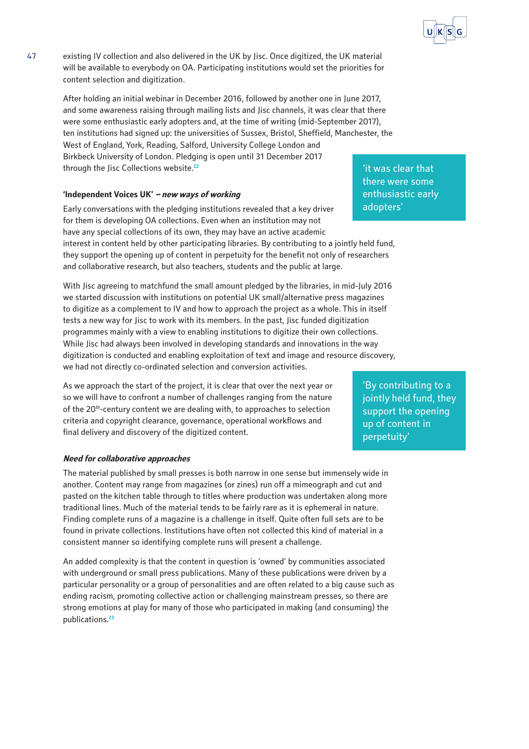existing IV collection and also delivered in the UK by Jisc. Once digitized, the UK material will be available to everybody on OA. Participating institutions would set the priorities for content selection and digitization.

After holding an initial webinar in December 2016, followed by another one in June 2017, and some awareness raising through mailing lists and Jisc channels, it was clear that there were some enthusiastic early adopters and, at the time of writing (mid-September 2017), ten institutions had signed up: the universities of Sussex, Bristol, Sheffield, Manchester, the West of England, York, Reading, Salford, University College London and Birkbeck University of London. Pledging is open until 31 December 2017 through the Jisc Collections website.[22]

> 'it was clear that there were some enthusiastic early adopters'

### 'Independent Voices UK' – *new ways of working*

Early conversations with the pledging institutions revealed that a key driver for them is developing OA collections. Even when an institution may not have any special collections of its own, they may have an active academic interest in content held by other participating libraries. By contributing to a jointly held fund, they support the opening up of content in perpetuity for the benefit not only of researchers and collaborative research, but also teachers, students and the public at large.

With Jisc agreeing to matchfund the small amount pledged by the libraries, in mid-July 2016 we started discussion with institutions on potential UK small/alternative press magazines to digitize as a complement to IV and how to approach the project as a whole. This in itself tests a new way for Jisc to work with its members. In the past, Jisc funded digitization programmes mainly with a view to enabling institutions to digitize their own collections. While Jisc had always been involved in developing standards and innovations in the way digitization is conducted and enabling exploitation of text and image and resource discovery, we had not directly co-ordinated selection and conversion activities.

As we approach the start of the project, it is clear that over the next year or so we will have to confront a number of challenges ranging from the nature of the 20th-century content we are dealing with, to approaches to selection criteria and copyright clearance, governance, operational workflows and final delivery and discovery of the digitized content.

> 'By contributing to a jointly held fund, they support the opening up of content in perpetuity'

### *Need for collaborative approaches*

The material published by small presses is both narrow in one sense but immensely wide in another. Content may range from magazines (or zines) run off a mimeograph and cut and pasted on the kitchen table through to titles where production was undertaken along more traditional lines. Much of the material tends to be fairly rare as it is ephemeral in nature. Finding complete runs of a magazine is a challenge in itself. Quite often full sets are to be found in private collections. Institutions have often not collected this kind of material in a consistent manner so identifying complete runs will present a challenge.

An added complexity is that the content in question is 'owned' by communities associated with underground or small press publications. Many of these publications were driven by a particular personality or a group of personalities and are often related to a big cause such as ending racism, promoting collective action or challenging mainstream presses, so there are strong emotions at play for many of those who participated in making (and consuming) the publications.[23]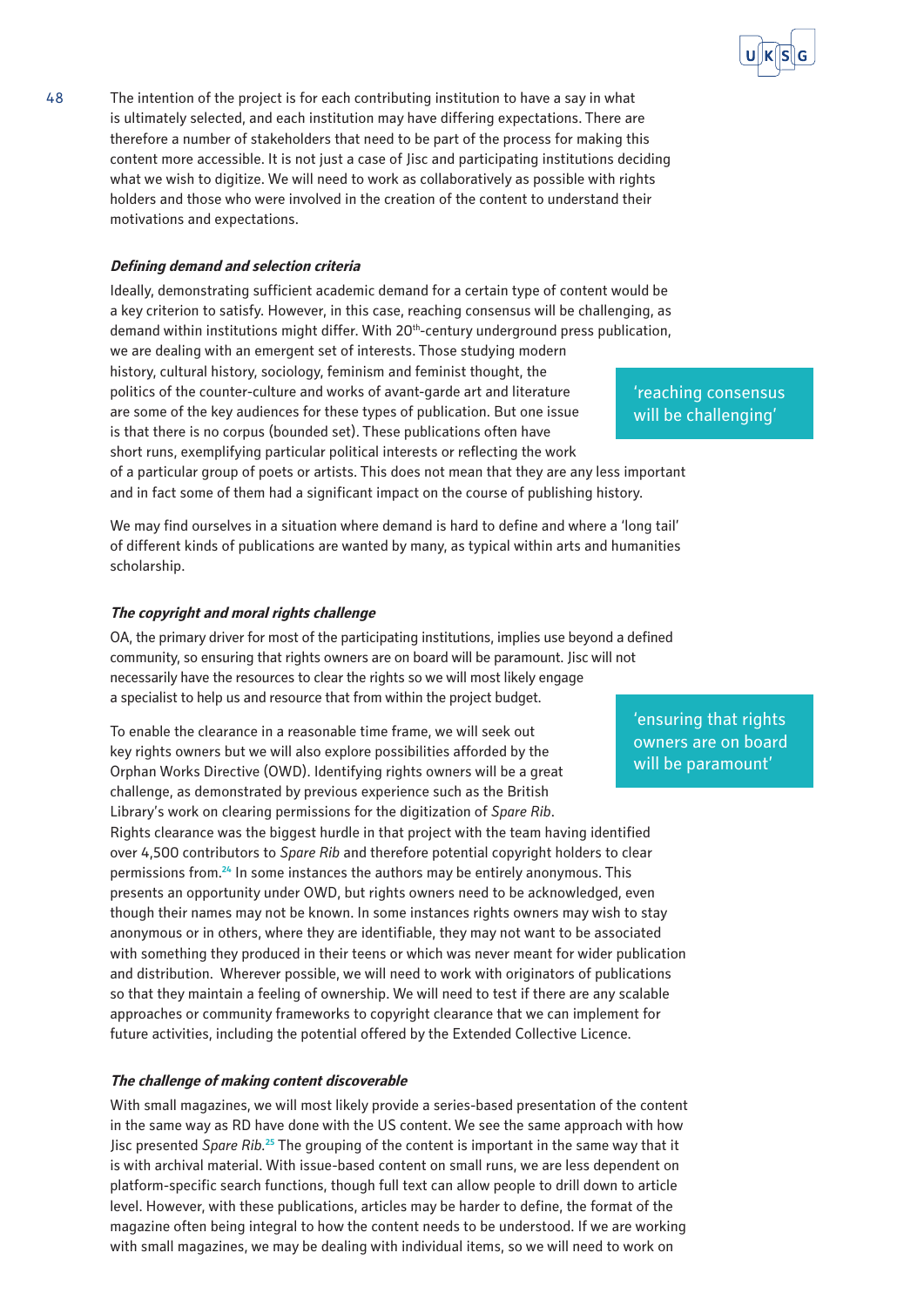The intention of the project is for each contributing institution to have a say in what is ultimately selected, and each institution may have differing expectations. There are therefore a number of stakeholders that need to be part of the process for making this content more accessible. It is not just a case of Jisc and participating institutions deciding what we wish to digitize. We will need to work as collaboratively as possible with rights holders and those who were involved in the creation of the content to understand their motivations and expectations.

***Defining demand and selection criteria***

Ideally, demonstrating sufficient academic demand for a certain type of content would be a key criterion to satisfy. However, in this case, reaching consensus will be challenging, as demand within institutions might differ. With 20th-century underground press publication, we are dealing with an emergent set of interests. Those studying modern history, cultural history, sociology, feminism and feminist thought, the politics of the counter-culture and works of avant-garde art and literature are some of the key audiences for these types of publication. But one issue is that there is no corpus (bounded set). These publications often have short runs, exemplifying particular political interests or reflecting the work of a particular group of poets or artists. This does not mean that they are any less important and in fact some of them had a significant impact on the course of publishing history.

> 'reaching consensus will be challenging'

We may find ourselves in a situation where demand is hard to define and where a 'long tail' of different kinds of publications are wanted by many, as typical within arts and humanities scholarship.

***The copyright and moral rights challenge***

OA, the primary driver for most of the participating institutions, implies use beyond a defined community, so ensuring that rights owners are on board will be paramount. Jisc will not necessarily have the resources to clear the rights so we will most likely engage a specialist to help us and resource that from within the project budget.

> 'ensuring that rights owners are on board will be paramount'

To enable the clearance in a reasonable time frame, we will seek out key rights owners but we will also explore possibilities afforded by the Orphan Works Directive (OWD). Identifying rights owners will be a great challenge, as demonstrated by previous experience such as the British Library's work on clearing permissions for the digitization of *Spare Rib*. Rights clearance was the biggest hurdle in that project with the team having identified over 4,500 contributors to *Spare Rib* and therefore potential copyright holders to clear permissions from.[24] In some instances the authors may be entirely anonymous. This presents an opportunity under OWD, but rights owners need to be acknowledged, even though their names may not be known. In some instances rights owners may wish to stay anonymous or in others, where they are identifiable, they may not want to be associated with something they produced in their teens or which was never meant for wider publication and distribution. Wherever possible, we will need to work with originators of publications so that they maintain a feeling of ownership. We will need to test if there are any scalable approaches or community frameworks to copyright clearance that we can implement for future activities, including the potential offered by the Extended Collective Licence.

***The challenge of making content discoverable***

With small magazines, we will most likely provide a series-based presentation of the content in the same way as RD have done with the US content. We see the same approach with how Jisc presented *Spare Rib*.[25] The grouping of the content is important in the same way that it is with archival material. With issue-based content on small runs, we are less dependent on platform-specific search functions, though full text can allow people to drill down to article level. However, with these publications, articles may be harder to define, the format of the magazine often being integral to how the content needs to be understood. If we are working with small magazines, we may be dealing with individual items, so we will need to work on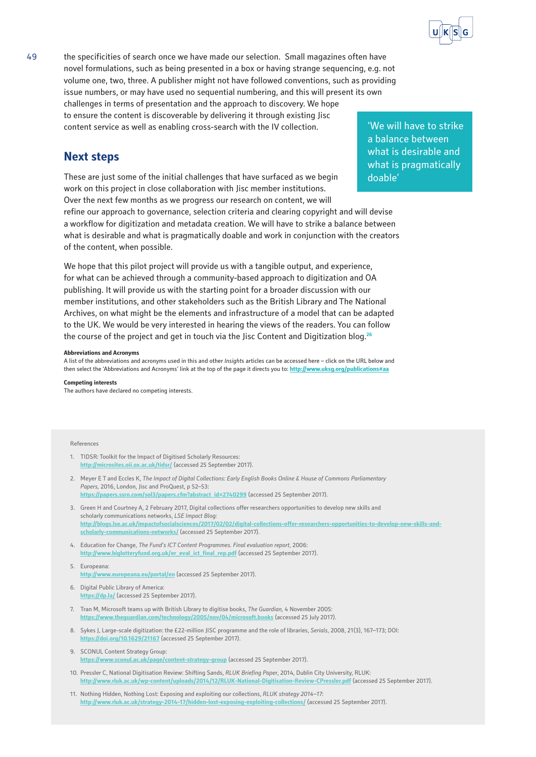the specificities of search once we have made our selection. Small magazines often have novel formulations, such as being presented in a box or having strange sequencing, e.g. not volume one, two, three. A publisher might not have followed conventions, such as providing issue numbers, or may have used no sequential numbering, and this will present its own challenges in terms of presentation and the approach to discovery. We hope to ensure the content is discoverable by delivering it through existing Jisc content service as well as enabling cross-search with the IV collection.

> 'We will have to strike a balance between what is desirable and what is pragmatically doable'

## Next steps

These are just some of the initial challenges that have surfaced as we begin work on this project in close collaboration with Jisc member institutions. Over the next few months as we progress our research on content, we will refine our approach to governance, selection criteria and clearing copyright and will devise a workflow for digitization and metadata creation. We will have to strike a balance between what is desirable and what is pragmatically doable and work in conjunction with the creators of the content, when possible.

We hope that this pilot project will provide us with a tangible output, and experience, for what can be achieved through a community-based approach to digitization and OA publishing. It will provide us with the starting point for a broader discussion with our member institutions, and other stakeholders such as the British Library and The National Archives, on what might be the elements and infrastructure of a model that can be adapted to the UK. We would be very interested in hearing the views of the readers. You can follow the course of the project and get in touch via the Jisc Content and Digitization blog.[26]

**Abbreviations and Acronyms**

A list of the abbreviations and acronyms used in this and other *Insights* articles can be accessed here – click on the URL below and then select the 'Abbreviations and Acronyms' link at the top of the page it directs you to: http://www.uksg.org/publications#aa

**Competing interests**

The authors have declared no competing interests.

References

1. TIDSR: Toolkit for the Impact of Digitised Scholarly Resources: http://microsites.oii.ox.ac.uk/tidsr/ (accessed 25 September 2017).
2. Meyer E T and Eccles K, *The Impact of Digital Collections: Early English Books Online & House of Commons Parliamentary Papers,* 2016, London, Jisc and ProQuest, p 52–53: https://papers.ssrn.com/sol3/papers.cfm?abstract_id=2740299 (accessed 25 September 2017).
3. Green H and Courtney A, 2 February 2017, Digital collections offer researchers opportunities to develop new skills and scholarly communications networks, *LSE Impact Blog:* http://blogs.lse.ac.uk/impactofsocialsciences/2017/02/02/digital-collections-offer-researchers-opportunities-to-develop-new-skills-and-scholarly-communications-networks/ (accessed 25 September 2017).
4. Education for Change, *The Fund's ICT Content Programmes. Final evaluation report*, 2006: http://www.biglotteryfund.org.uk/er_eval_ict_final_rep.pdf (accessed 25 September 2017).
5. Europeana: http://www.europeana.eu/portal/en (accessed 25 September 2017).
6. Digital Public Library of America: https://dp.la/ (accessed 25 September 2017).
7. Tran M, Microsoft teams up with British Library to digitise books, *The Guardian,* 4 November 2005: https://www.theguardian.com/technology/2005/nov/04/microsoft.books (accessed 25 July 2017).
8. Sykes J, Large-scale digitization: the £22-million JISC programme and the role of libraries, *Serials*, 2008, 21(3), 167–173; DOI: https://doi.org/10.1629/21167 (accessed 25 September 2017).
9. SCONUL Content Strategy Group: https://www.sconul.ac.uk/page/content-strategy-group (accessed 25 September 2017).
10. Pressler C, National Digitisation Review: Shifting Sands, *RLUK Briefing Paper*, 2014, Dublin City University, RLUK: http://www.rluk.ac.uk/wp-content/uploads/2014/12/RLUK-National-Digitisation-Review-CPressler.pdf (accessed 25 September 2017).
11. Nothing Hidden, Nothing Lost: Exposing and exploiting our collections, *RLUK strategy 2014–17*: http://www.rluk.ac.uk/strategy-2014-17/hidden-lost-exposing-exploiting-collections/ (accessed 25 September 2017).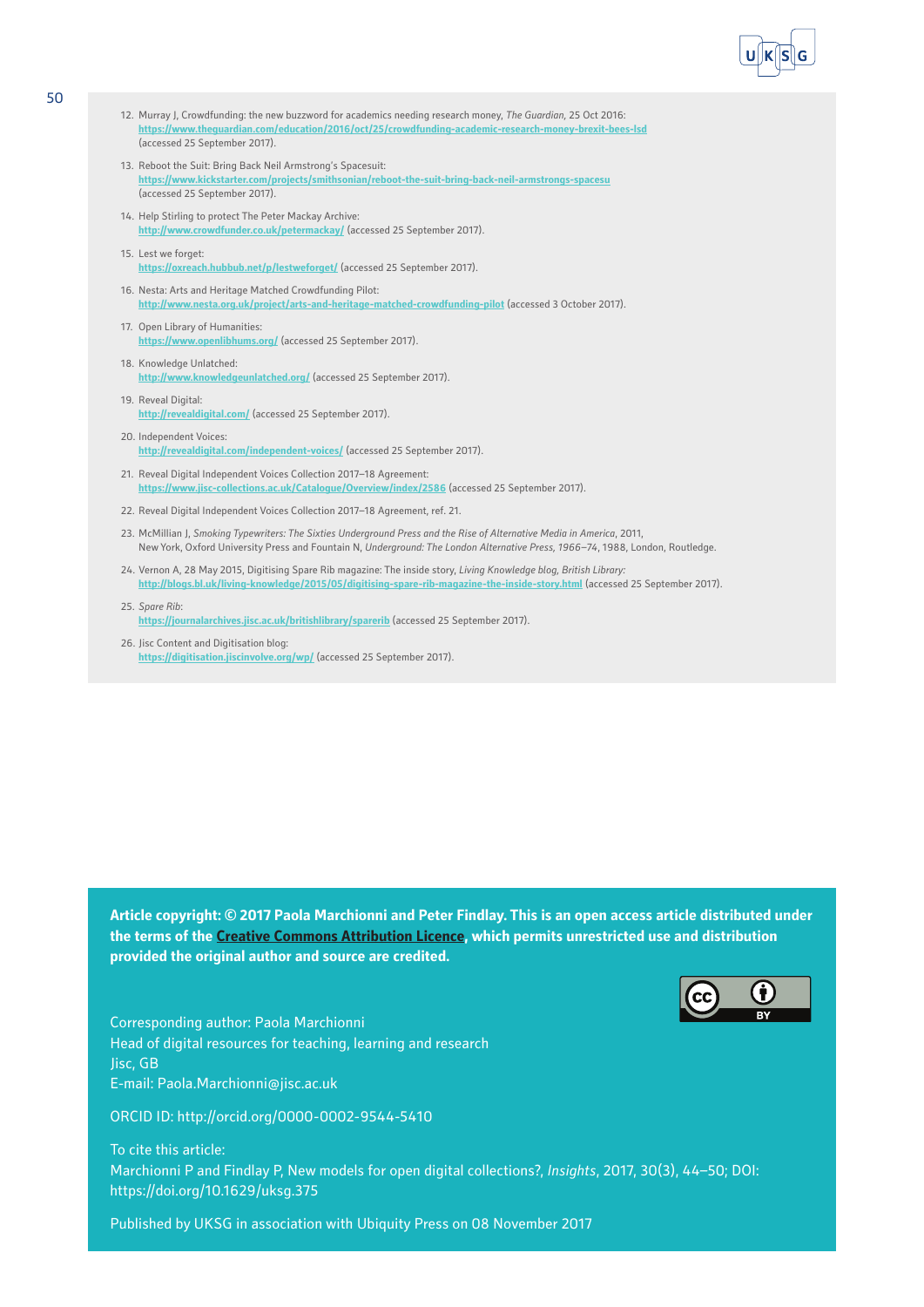12. Murray J, Crowdfunding: the new buzzword for academics needing research money, *The Guardian*, 25 Oct 2016: https://www.theguardian.com/education/2016/oct/25/crowdfunding-academic-research-money-brexit-bees-lsd (accessed 25 September 2017).

13. Reboot the Suit: Bring Back Neil Armstrong's Spacesuit: https://www.kickstarter.com/projects/smithsonian/reboot-the-suit-bring-back-neil-armstrongs-spacesu (accessed 25 September 2017).

14. Help Stirling to protect The Peter Mackay Archive: http://www.crowdfunder.co.uk/petermackay/ (accessed 25 September 2017).

15. Lest we forget: https://oxreach.hubbub.net/p/lestweforget/ (accessed 25 September 2017).

16. Nesta: Arts and Heritage Matched Crowdfunding Pilot: http://www.nesta.org.uk/project/arts-and-heritage-matched-crowdfunding-pilot (accessed 3 October 2017).

17. Open Library of Humanities: https://www.openlibhums.org/ (accessed 25 September 2017).

18. Knowledge Unlatched: http://www.knowledgeunlatched.org/ (accessed 25 September 2017).

19. Reveal Digital: http://revealdigital.com/ (accessed 25 September 2017).

20. Independent Voices: http://revealdigital.com/independent-voices/ (accessed 25 September 2017).

21. Reveal Digital Independent Voices Collection 2017–18 Agreement: https://www.jisc-collections.ac.uk/Catalogue/Overview/index/2586 (accessed 25 September 2017).

22. Reveal Digital Independent Voices Collection 2017–18 Agreement, ref. 21.

23. McMillian J, *Smoking Typewriters: The Sixties Underground Press and the Rise of Alternative Media in America*, 2011, New York, Oxford University Press and Fountain N, *Underground: The London Alternative Press, 1966–74*, 1988, London, Routledge.

24. Vernon A, 28 May 2015, Digitising Spare Rib magazine: The inside story, *Living Knowledge blog, British Library*: http://blogs.bl.uk/living-knowledge/2015/05/digitising-spare-rib-magazine-the-inside-story.html (accessed 25 September 2017).

25. *Spare Rib*: https://journalarchives.jisc.ac.uk/britishlibrary/sparerib (accessed 25 September 2017).

26. Jisc Content and Digitisation blog: https://digitisation.jiscinvolve.org/wp/ (accessed 25 September 2017).

**Article copyright: © 2017 Paola Marchionni and Peter Findlay. This is an open access article distributed under the terms of the Creative Commons Attribution Licence, which permits unrestricted use and distribution provided the original author and source are credited.**

Corresponding author: Paola Marchionni
Head of digital resources for teaching, learning and research
Jisc, GB
E-mail: Paola.Marchionni@jisc.ac.uk

ORCID ID: http://orcid.org/0000-0002-9544-5410

To cite this article:
Marchionni P and Findlay P, New models for open digital collections?, *Insights*, 2017, 30(3), 44–50; DOI: https://doi.org/10.1629/uksg.375

Published by UKSG in association with Ubiquity Press on 08 November 2017